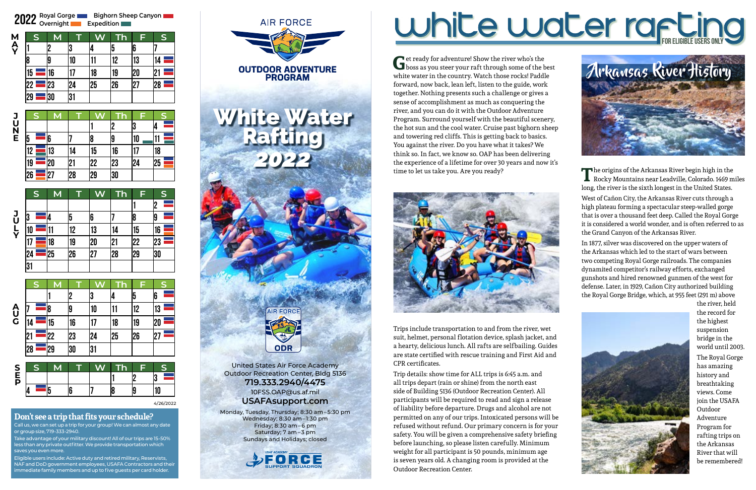# 2022

Royal Gorge (RG) | Bighorn Sheep Canyon (BSC) | Overnight (O) | Expedition (E)

**MAY**

| S | M | T | W | Th | F | S |
|---|---|---|---|---|---|---|
| 1 | 2 | 3 | 4 | 5 | 6 | 7 |
| 8 | 9 | 10 | 11 | 12 | 13 | 14 RG/BSC |
| 15 RG/BSC | 16 | 17 | 18 | 19 | 20 | 21 RG/BSC |
| 22 RG/BSC | 23 | 24 | 25 | 26 | 27 | 28 RG/BSC |
| 29 RG/BSC | 30 | 31 | | | | |

**JUNE**

| S | M | T | W | Th | F | S |
|---|---|---|---|---|---|---|
| | | | 1 | 2 | 3 | 4 RG/BSC |
| 5 RG/BSC | 6 | 7 | 8 | 9 | 10 E | 11 RG/BSC/E |
| 12 RG/BSC | 13 | 14 | 15 | 16 | 17 | 18 |
| 19 RG/BSC | 20 | 21 | 22 | 23 | 24 | 25 RG/BSC/O |
| 26 RG/BSC/O | 27 | 28 | 29 | 30 | | |

**JULY**

| S | M | T | W | Th | F | S |
|---|---|---|---|---|---|---|
| | | | | | 1 | 2 RG/BSC |
| 3 RG/BSC | 4 | 5 | 6 | 7 | 8 | 9 RG/BSC |
| 10 RG/BSC | 11 | 12 | 13 | 14 | 15 | 16 RG/BSC/O |
| 17 RG/BSC | 18 | 19 | 20 | 21 | 22 | 23 RG/BSC |
| 24 RG/BSC | 25 | 26 | 27 | 28 | 29 | 30 |
| 31 | | | | | | |

**AUG**

| S | M | T | W | Th | F | S |
|---|---|---|---|---|---|---|
| | 1 | 2 | 3 | 4 | 5 | 6 RG/BSC |
| 7 RG/BSC | 8 | 9 | 10 | 11 | 12 | 13 RG/BSC |
| 14 RG/BSC | 15 | 16 | 17 | 18 | 19 | 20 RG/BSC |
| 21 RG/BSC | 22 | 23 | 24 | 25 | 26 | 27 RG/BSC |
| 28 RG/BSC | 29 | 30 | 31 | | | |

**SEP**

| S | M | T | W | Th | F | S |
|---|---|---|---|---|---|---|
| | | | | 1 | 2 | 3 RG/BSC |
| 4 RG/BSC | 5 | 6 | 7 | 8 | 9 | 10 |

4/26/2022

## Don't see a trip that fits your schedule?

Call us, we can set up a trip for your group! We can almost any date or group size, 719-333-2940.

Take advantage of your military discount! All of our trips are 15-50% less than any private outfitter. We provide transportation which saves you even more.

Eligible users include: Active duty and retired military, Reservists, NAF and DoD government employees, USAFA Contractors and their immediate family members and up to five guests per card holder.

AIR FORCE

**OUTDOOR ADVENTURE PROGRAM**

# White Water Rafting 2022

AIR FORCE ODR

United States Air Force Academy
Outdoor Recreation Center, Bldg 5136
**719.333.2940/4475**
10FSS.OAP@us.af.mil
**USAFAsupport.com**

Monday, Tuesday, Thursday; 8:30 am–5:30 pm
Wednesday; 8:30 am–1:30 pm
Friday; 8:30 am–6 pm
Saturday; 7 am–3 pm
Sundays and Holidays; closed

USAF ACADEMY FORCE SUPPORT SQUADRON

# white water rafting

FOR ELIGIBLE USERS ONLY

Get ready for adventure! Show the river who's the boss as you steer your raft through some of the best white water in the country. Watch those rocks! Paddle forward, now back, lean left, listen to the guide, work together. Nothing presents such a challenge or gives a sense of accomplishment as much as conquering the river, and you can do it with the Outdoor Adventure Program. Surround yourself with the beautiful scenery, the hot sun and the cool water. Cruise past bighorn sheep and towering red cliffs. This is getting back to basics. You against the river. Do you have what it takes? We think so. In fact, we know so. OAP has been delivering the experience of a lifetime for over 30 years and now it's time to let us take you. Are you ready?

Trips include transportation to and from the river, wet suit, helmet, personal flotation device, splash jacket, and a hearty, delicious lunch. All rafts are selfbailing. Guides are state certified with rescue training and First Aid and CPR certificates.

Trip details: show time for ALL trips is 6:45 a.m. and all trips depart (rain or shine) from the north east side of Building 5136 (Outdoor Recreation Center). All participants will be required to read and sign a release of liability before departure. Drugs and alcohol are not permitted on any of our trips. Intoxicated persons will be refused without refund. Our primary concern is for your safety. You will be given a comprehensive safety briefing before launching, so please listen carefully. Minimum weight for all participant is 50 pounds, minimum age is seven years old. A changing room is provided at the Outdoor Recreation Center.

## Arkansas River History

The origins of the Arkansas River begin high in the Rocky Mountains near Leadville, Colorado. 1469 miles long, the river is the sixth longest in the United States.

West of Cañon City, the Arkansas River cuts through a high plateau forming a spectacular steep-walled gorge that is over a thousand feet deep. Called the Royal Gorge it is considered a world wonder, and is often referred to as the Grand Canyon of the Arkansas River.

In 1877, silver was discovered on the upper waters of the Arkansas which led to the start of wars between two competing Royal Gorge railroads. The companies dynamited competitor's railway efforts, exchanged gunshots and hired renowned gunmen of the west for defense. Later, in 1929, Cañon City authorized building the Royal Gorge Bridge, which, at 955 feet (291 m) above the river, held the record for the highest suspension bridge in the world until 2003.

The Royal Gorge has amazing history and breathtaking views. Come join the USAFA Outdoor Adventure Program for rafting trips on the Arkansas River that will be remembered!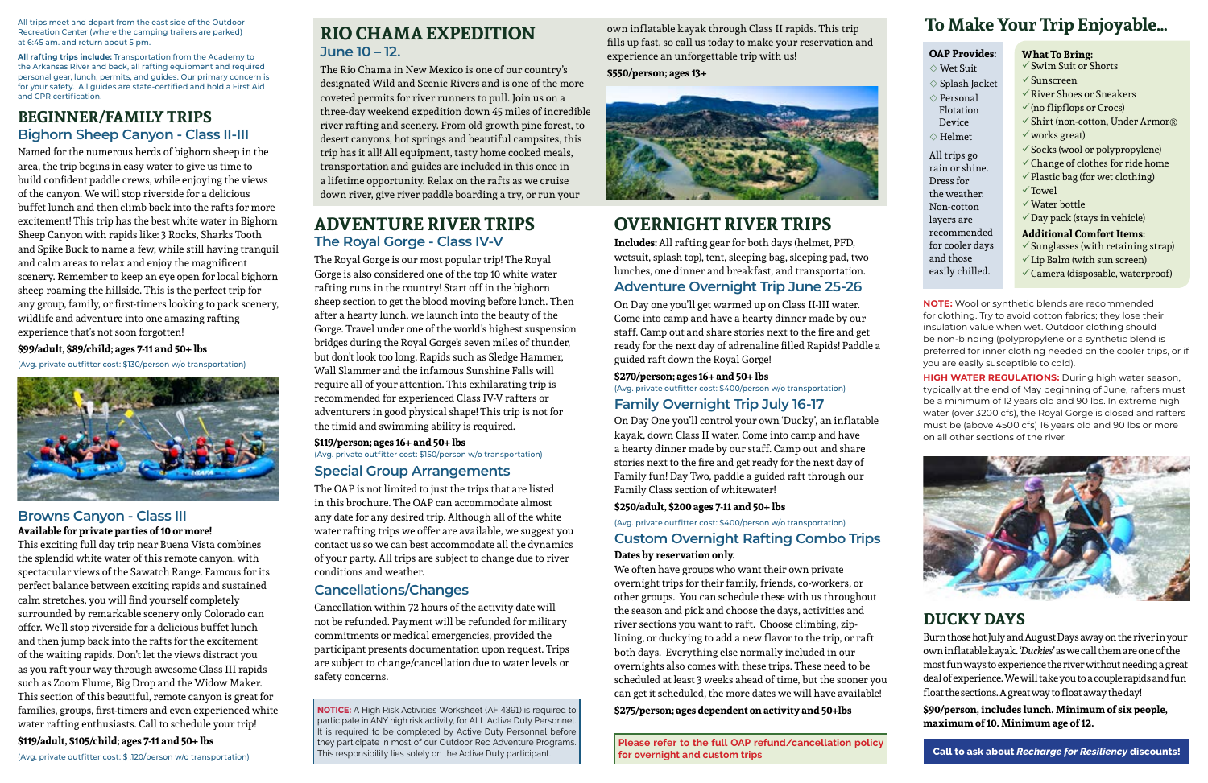All trips meet and depart from the east side of the Outdoor Recreation Center (where the camping trailers are parked) at 6:45 am. and return about 5 pm.

**All rafting trips include:** Transportation from the Academy to the Arkansas River and back, all rafting equipment and required personal gear, lunch, permits, and guides. Our primary concern is for your safety. All guides are state-certified and hold a First Aid and CPR certification.

## BEGINNER/FAMILY TRIPS

### Bighorn Sheep Canyon - Class II-III

Named for the numerous herds of bighorn sheep in the area, the trip begins in easy water to give us time to build confident paddle crews, while enjoying the views of the canyon. We will stop riverside for a delicious buffet lunch and then climb back into the rafts for more excitement! This trip has the best white water in Bighorn Sheep Canyon with rapids like: 3 Rocks, Sharks Tooth and Spike Buck to name a few, while still having tranquil and calm areas to relax and enjoy the magnificent scenery. Remember to keep an eye open for local bighorn sheep roaming the hillside. This is the perfect trip for any group, family, or first-timers looking to pack scenery, wildlife and adventure into one amazing rafting experience that's not soon forgotten!

**$99/adult, $89/child; ages 7-11 and 50+ lbs**

(Avg. private outfitter cost: $130/person w/o transportation)

### Browns Canyon - Class III

**Available for private parties of 10 or more!**

This exciting full day trip near Buena Vista combines the splendid white water of this remote canyon, with spectacular views of the Sawatch Range. Famous for its perfect balance between exciting rapids and sustained calm stretches, you will find yourself completely surrounded by remarkable scenery only Colorado can offer. We'll stop riverside for a delicious buffet lunch and then jump back into the rafts for the excitement of the waiting rapids. Don't let the views distract you as you raft your way through awesome Class III rapids such as Zoom Flume, Big Drop and the Widow Maker. This section of this beautiful, remote canyon is great for families, groups, first-timers and even experienced white water rafting enthusiasts. Call to schedule your trip!

**$119/adult, $105/child; ages 7-11 and 50+ lbs**

(Avg. private outfitter cost: $ .120/person w/o transportation)

## RIO CHAMA EXPEDITION

### June 10 – 12.

The Rio Chama in New Mexico is one of our country's designated Wild and Scenic Rivers and is one of the more coveted permits for river runners to pull. Join us on a three-day weekend expedition down 45 miles of incredible river rafting and scenery. From old growth pine forest, to desert canyons, hot springs and beautiful campsites, this trip has it all! All equipment, tasty home cooked meals, transportation and guides are included in this once in a lifetime opportunity. Relax on the rafts as we cruise down river, give river paddle boarding a try, or run your own inflatable kayak through Class II rapids. This trip fills up fast, so call us today to make your reservation and experience an unforgettable trip with us!

**$550/person; ages 13+**

## ADVENTURE RIVER TRIPS

### The Royal Gorge - Class IV-V

The Royal Gorge is our most popular trip! The Royal Gorge is also considered one of the top 10 white water rafting runs in the country! Start off in the bighorn sheep section to get the blood moving before lunch. Then after a hearty lunch, we launch into the beauty of the Gorge. Travel under one of the world's highest suspension bridges during the Royal Gorge's seven miles of thunder, but don't look too long. Rapids such as Sledge Hammer, Wall Slammer and the infamous Sunshine Falls will require all of your attention. This exhilarating trip is recommended for experienced Class IV-V rafters or adventurers in good physical shape! This trip is not for the timid and swimming ability is required.

**$119/person; ages 16+ and 50+ lbs**

(Avg. private outfitter cost: $150/person w/o transportation)

### Special Group Arrangements

The OAP is not limited to just the trips that are listed in this brochure. The OAP can accommodate almost any date for any desired trip. Although all of the white water rafting trips we offer are available, we suggest you contact us so we can best accommodate all the dynamics of your party. All trips are subject to change due to river conditions and weather.

### Cancellations/Changes

Cancellation within 72 hours of the activity date will not be refunded. Payment will be refunded for military commitments or medical emergencies, provided the participant presents documentation upon request. Trips are subject to change/cancellation due to water levels or safety concerns.

**NOTICE:** A High Risk Activities Worksheet (AF 4391) is required to participate in ANY high risk activity, for ALL Active Duty Personnel. It is required to be completed by Active Duty Personnel before they participate in most of our Outdoor Rec Adventure Programs. This responsibility lies solely on the Active Duty participant.

## OVERNIGHT RIVER TRIPS

**Includes:** All rafting gear for both days (helmet, PFD, wetsuit, splash top), tent, sleeping bag, sleeping pad, two lunches, one dinner and breakfast, and transportation.

### Adventure Overnight Trip June 25-26

On Day one you'll get warmed up on Class III-III water. Come into camp and have a hearty dinner made by our staff. Camp out and share stories next to the fire and get ready for the next day of adrenaline filled Rapids! Paddle a guided raft down the Royal Gorge!

**$270/person; ages 16+ and 50+ lbs**

(Avg. private outfitter cost: $400/person w/o transportation)

### Family Overnight Trip July 16-17

On Day One you'll control your own 'Ducky', an inflatable kayak, down Class II water. Come into camp and have a hearty dinner made by our staff. Camp out and share stories next to the fire and get ready for the next day of Family fun! Day Two, paddle a guided raft through our Family Class section of whitewater!

**$250/adult, $200 ages 7-11 and 50+ lbs**

(Avg. private outfitter cost: $400/person w/o transportation)

### Custom Overnight Rafting Combo Trips

**Dates by reservation only.**

We often have groups who want their own private overnight trips for their family, friends, co-workers, or other groups. You can schedule these with us throughout the season and pick and choose the days, activities and river sections you want to raft. Choose climbing, zip-lining, or duckying to add a new flavor to the trip, or raft both days. Everything else normally included in our overnights also comes with these trips. These need to be scheduled at least 3 weeks ahead of time, but the sooner you can get it scheduled, the more dates we will have available!

**$275/person; ages dependent on activity and 50+lbs**

Please refer to the full OAP refund/cancellation policy for overnight and custom trips

## To Make Your Trip Enjoyable...

**OAP Provides:**

- Wet Suit
- Splash Jacket
- Personal Flotation Device
- Helmet

All trips go rain or shine. Dress for the weather. Non-cotton layers are recommended for cooler days and those easily chilled.

**What To Bring:**

- ✓ Swim Suit or Shorts
- ✓ Sunscreen
- ✓ River Shoes or Sneakers
- ✓ (no flipflops or Crocs)
- ✓ Shirt (non-cotton, Under Armor® works great)
- ✓ Socks (wool or polypropylene)
- ✓ Change of clothes for ride home
- ✓ Plastic bag (for wet clothing)
- ✓ Towel
- ✓ Water bottle
- ✓ Day pack (stays in vehicle)

**Additional Comfort Items:**

- ✓ Sunglasses (with retaining strap)
- ✓ Lip Balm (with sun screen)
- ✓ Camera (disposable, waterproof)

**NOTE:** Wool or synthetic blends are recommended for clothing. Try to avoid cotton fabrics; they lose their insulation value when wet. Outdoor clothing should be non-binding (polypropylene or a synthetic blend is preferred for inner clothing needed on the cooler trips, or if you are easily susceptible to cold).

**HIGH WATER REGULATIONS:** During high water season, typically at the end of May beginning of June, rafters must be a minimum of 12 years old and 90 lbs. In extreme high water (over 3200 cfs), the Royal Gorge is closed and rafters must be (above 4500 cfs) 16 years old and 90 lbs or more on all other sections of the river.

## DUCKY DAYS

Burn those hot July and August Days away on the river in your own inflatable kayak. *'Duckies'* as we call them are one of the most fun ways to experience the river without needing a great deal of experience. We will take you to a couple rapids and fun float the sections. A great way to float away the day!

**$90/person, includes lunch. Minimum of six people, maximum of 10. Minimum age of 12.**

**Call to ask about *Recharge for Resiliency* discounts!**